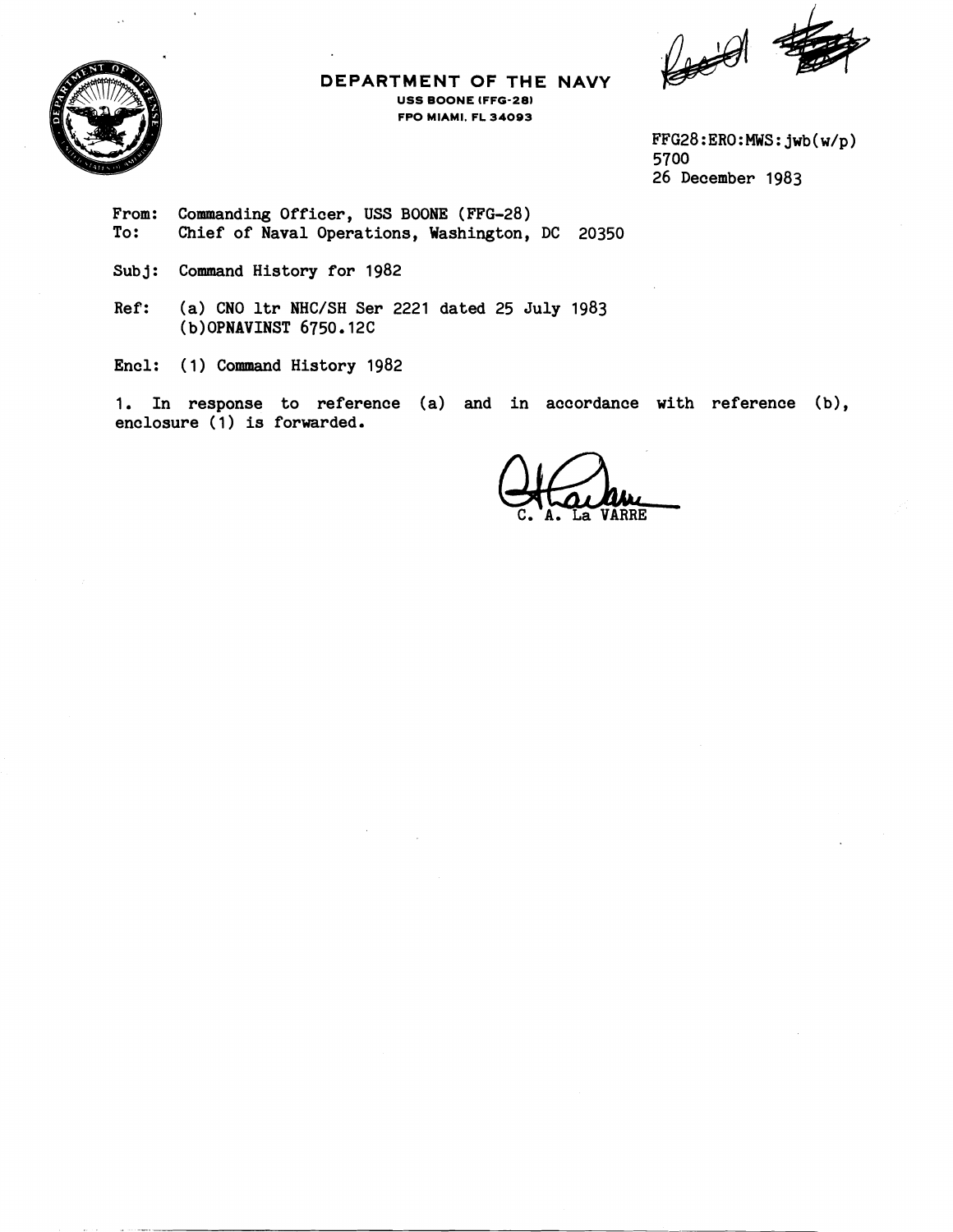**DEPARTMENT OF THE NAVY**
**USS BOONE (FFG-28)**
**FPO MIAMI, FL 34093**

FFG28:ERO:MWS:jwb(w/p)
5700
26 December 1983

From: Commanding Officer, USS BOONE (FFG-28)
To: Chief of Naval Operations, Washington, DC 20350

Subj: Command History for 1982

Ref: (a) CNO ltr NHC/SH Ser 2221 dated 25 July 1983
(b) OPNAVINST 6750.12C

Encl: (1) Command History 1982

1. In response to reference (a) and in accordance with reference (b), enclosure (1) is forwarded.

C. A. La VARRE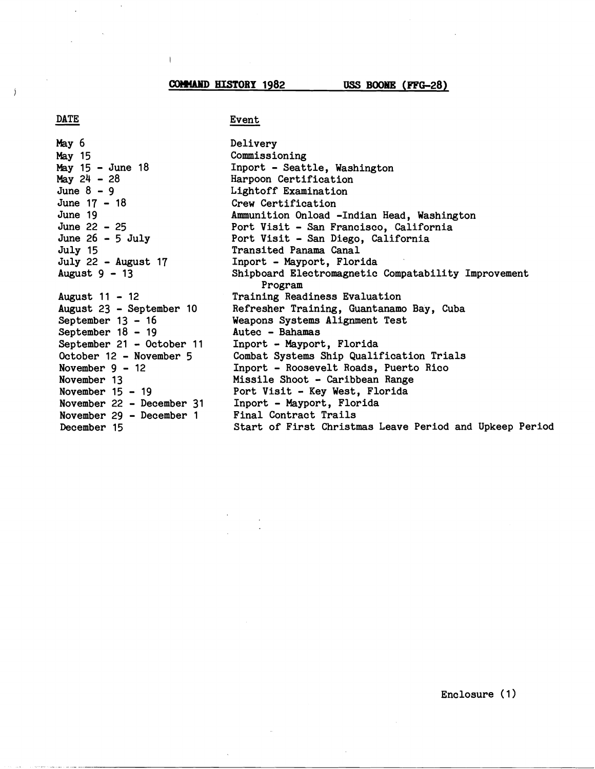## COMMAND HISTORY 1982 USS BOONE (FFG-28)

| DATE | Event |
| --- | --- |
| May 6 | Delivery |
| May 15 | Commissioning |
| May 15 - June 18 | Inport - Seattle, Washington |
| May 24 - 28 | Harpoon Certification |
| June 8 - 9 | Lightoff Examination |
| June 17 - 18 | Crew Certification |
| June 19 | Ammunition Onload -Indian Head, Washington |
| June 22 - 25 | Port Visit - San Francisco, California |
| June 26 - 5 July | Port Visit - San Diego, California |
| July 15 | Transited Panama Canal |
| July 22 - August 17 | Inport - Mayport, Florida |
| August 9 - 13 | Shipboard Electromagnetic Compatability Improvement Program |
| August 11 - 12 | Training Readiness Evaluation |
| August 23 - September 10 | Refresher Training, Guantanamo Bay, Cuba |
| September 13 - 16 | Weapons Systems Alignment Test |
| September 18 - 19 | Autec - Bahamas |
| September 21 - October 11 | Inport - Mayport, Florida |
| October 12 - November 5 | Combat Systems Ship Qualification Trials |
| November 9 - 12 | Inport - Roosevelt Roads, Puerto Rico |
| November 13 | Missile Shoot - Caribbean Range |
| November 15 - 19 | Port Visit - Key West, Florida |
| November 22 - December 31 | Inport - Mayport, Florida |
| November 29 - December 1 | Final Contract Trails |
| December 15 | Start of First Christmas Leave Period and Upkeep Period |

Enclosure (1)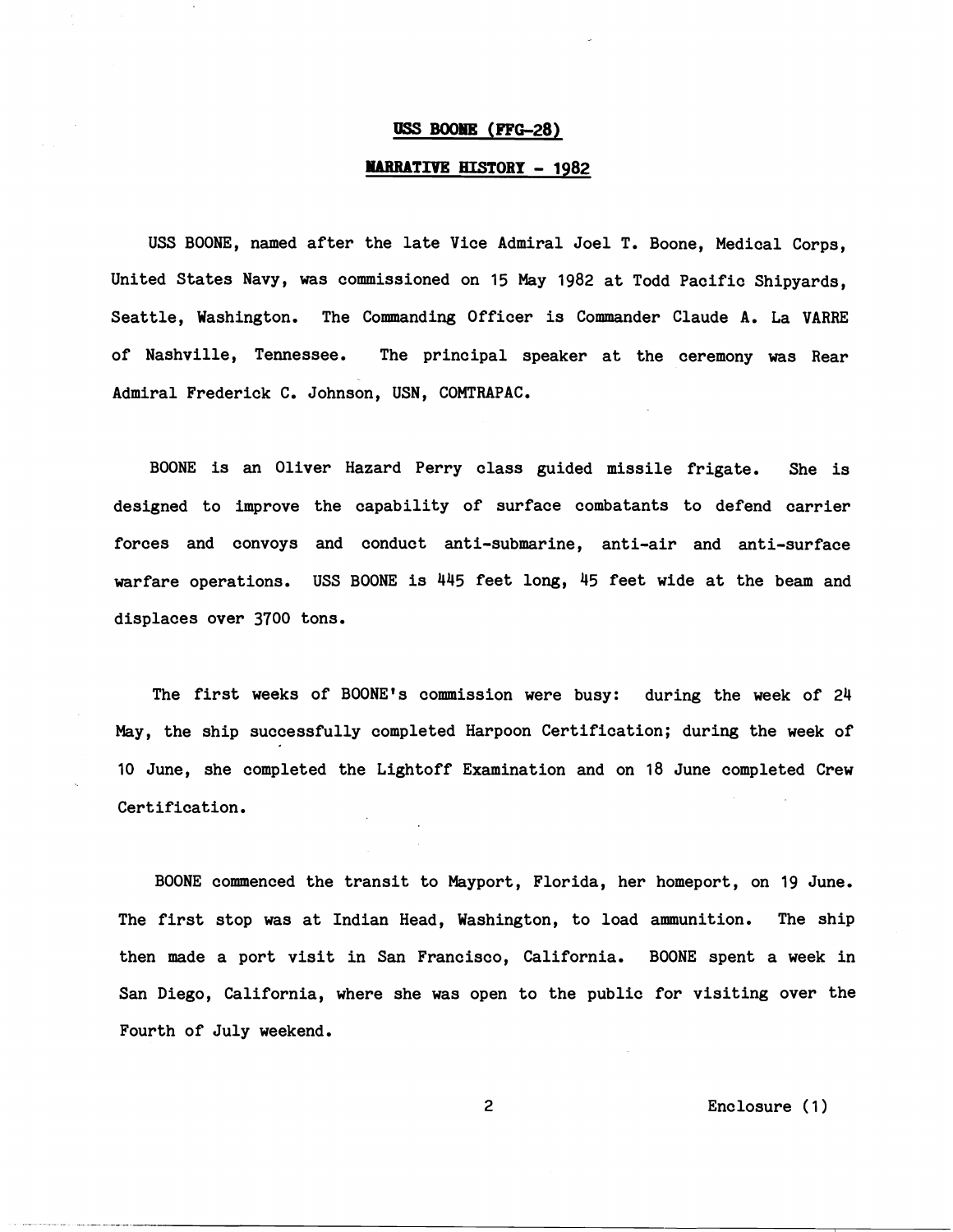# USS BOONE (FFG-28)

## NARRATIVE HISTORY - 1982

USS BOONE, named after the late Vice Admiral Joel T. Boone, Medical Corps, United States Navy, was commissioned on 15 May 1982 at Todd Pacific Shipyards, Seattle, Washington. The Commanding Officer is Commander Claude A. La VARRE of Nashville, Tennessee. The principal speaker at the ceremony was Rear Admiral Frederick C. Johnson, USN, COMTRAPAC.

BOONE is an Oliver Hazard Perry class guided missile frigate. She is designed to improve the capability of surface combatants to defend carrier forces and convoys and conduct anti-submarine, anti-air and anti-surface warfare operations. USS BOONE is 445 feet long, 45 feet wide at the beam and displaces over 3700 tons.

The first weeks of BOONE's commission were busy: during the week of 24 May, the ship successfully completed Harpoon Certification; during the week of 10 June, she completed the Lightoff Examination and on 18 June completed Crew Certification.

BOONE commenced the transit to Mayport, Florida, her homeport, on 19 June. The first stop was at Indian Head, Washington, to load ammunition. The ship then made a port visit in San Francisco, California. BOONE spent a week in San Diego, California, where she was open to the public for visiting over the Fourth of July weekend.

Enclosure (1)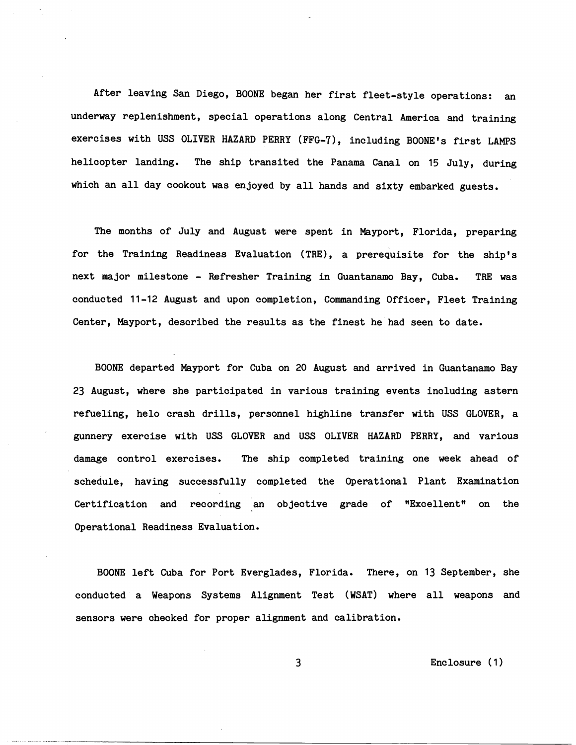After leaving San Diego, BOONE began her first fleet-style operations: an underway replenishment, special operations along Central America and training exercises with USS OLIVER HAZARD PERRY (FFG-7), including BOONE's first LAMPS helicopter landing. The ship transited the Panama Canal on 15 July, during which an all day cookout was enjoyed by all hands and sixty embarked guests.

The months of July and August were spent in Mayport, Florida, preparing for the Training Readiness Evaluation (TRE), a prerequisite for the ship's next major milestone - Refresher Training in Guantanamo Bay, Cuba. TRE was conducted 11-12 August and upon completion, Commanding Officer, Fleet Training Center, Mayport, described the results as the finest he had seen to date.

BOONE departed Mayport for Cuba on 20 August and arrived in Guantanamo Bay 23 August, where she participated in various training events including astern refueling, helo crash drills, personnel highline transfer with USS GLOVER, a gunnery exercise with USS GLOVER and USS OLIVER HAZARD PERRY, and various damage control exercises. The ship completed training one week ahead of schedule, having successfully completed the Operational Plant Examination Certification and recording an objective grade of "Excellent" on the Operational Readiness Evaluation.

BOONE left Cuba for Port Everglades, Florida. There, on 13 September, she conducted a Weapons Systems Alignment Test (WSAT) where all weapons and sensors were checked for proper alignment and calibration.

Enclosure (1)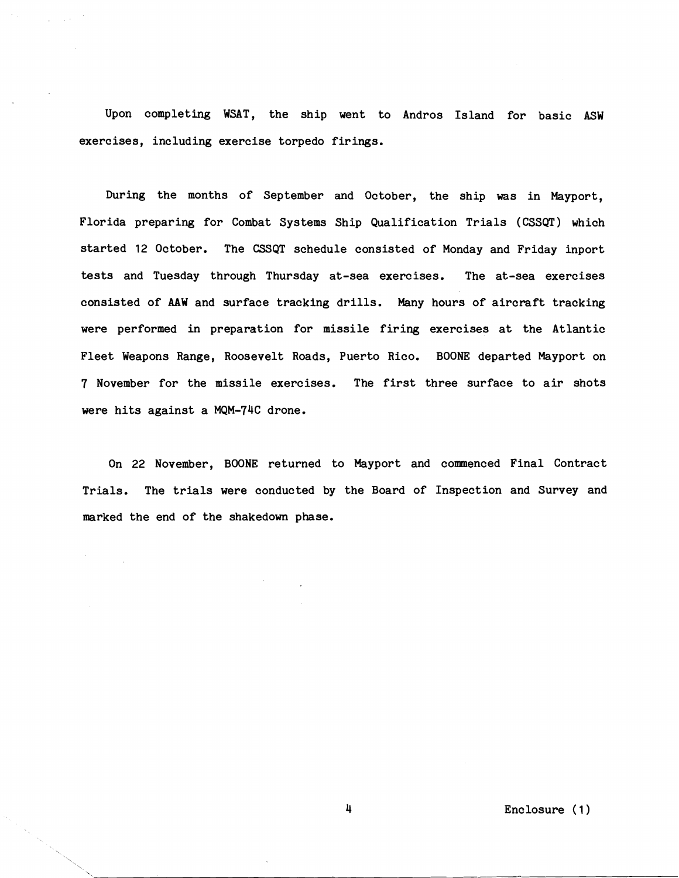Upon completing WSAT, the ship went to Andros Island for basic ASW exercises, including exercise torpedo firings.

During the months of September and October, the ship was in Mayport, Florida preparing for Combat Systems Ship Qualification Trials (CSSQT) which started 12 October. The CSSQT schedule consisted of Monday and Friday inport tests and Tuesday through Thursday at-sea exercises. The at-sea exercises consisted of AAW and surface tracking drills. Many hours of aircraft tracking were performed in preparation for missile firing exercises at the Atlantic Fleet Weapons Range, Roosevelt Roads, Puerto Rico. BOONE departed Mayport on 7 November for the missile exercises. The first three surface to air shots were hits against a MQM-74C drone.

On 22 November, BOONE returned to Mayport and commenced Final Contract Trials. The trials were conducted by the Board of Inspection and Survey and marked the end of the shakedown phase.

Enclosure (1)